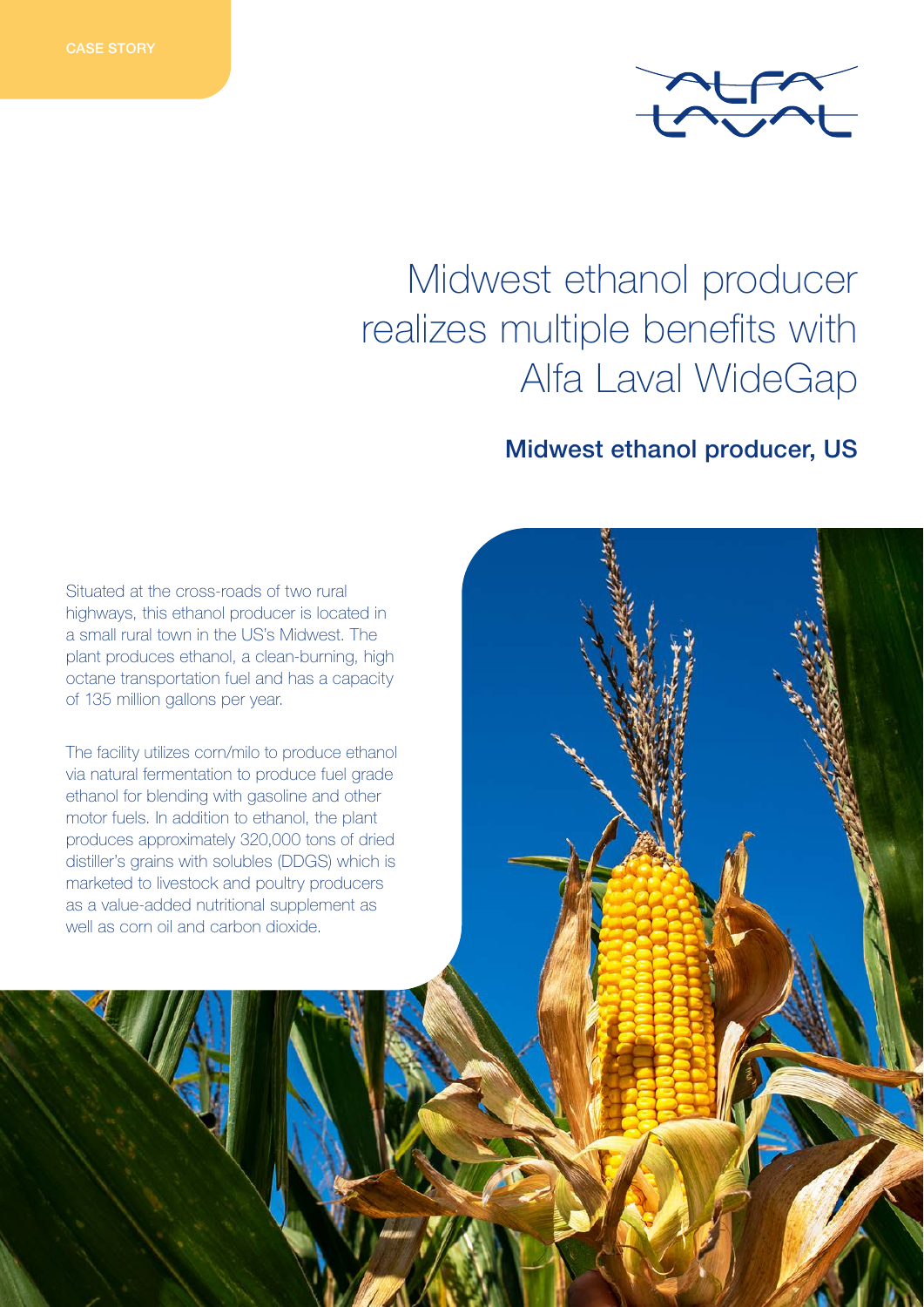CASE STORY

# Midwest ethanol producer realizes multiple benefits with Alfa Laval WideGap

## Midwest ethanol producer, US

Situated at the cross-roads of two rural highways, this ethanol producer is located in a small rural town in the US's Midwest. The plant produces ethanol, a clean-burning, high octane transportation fuel and has a capacity of 135 million gallons per year.

The facility utilizes corn/milo to produce ethanol via natural fermentation to produce fuel grade ethanol for blending with gasoline and other motor fuels. In addition to ethanol, the plant produces approximately 320,000 tons of dried distiller's grains with solubles (DDGS) which is marketed to livestock and poultry producers as a value-added nutritional supplement as well as corn oil and carbon dioxide.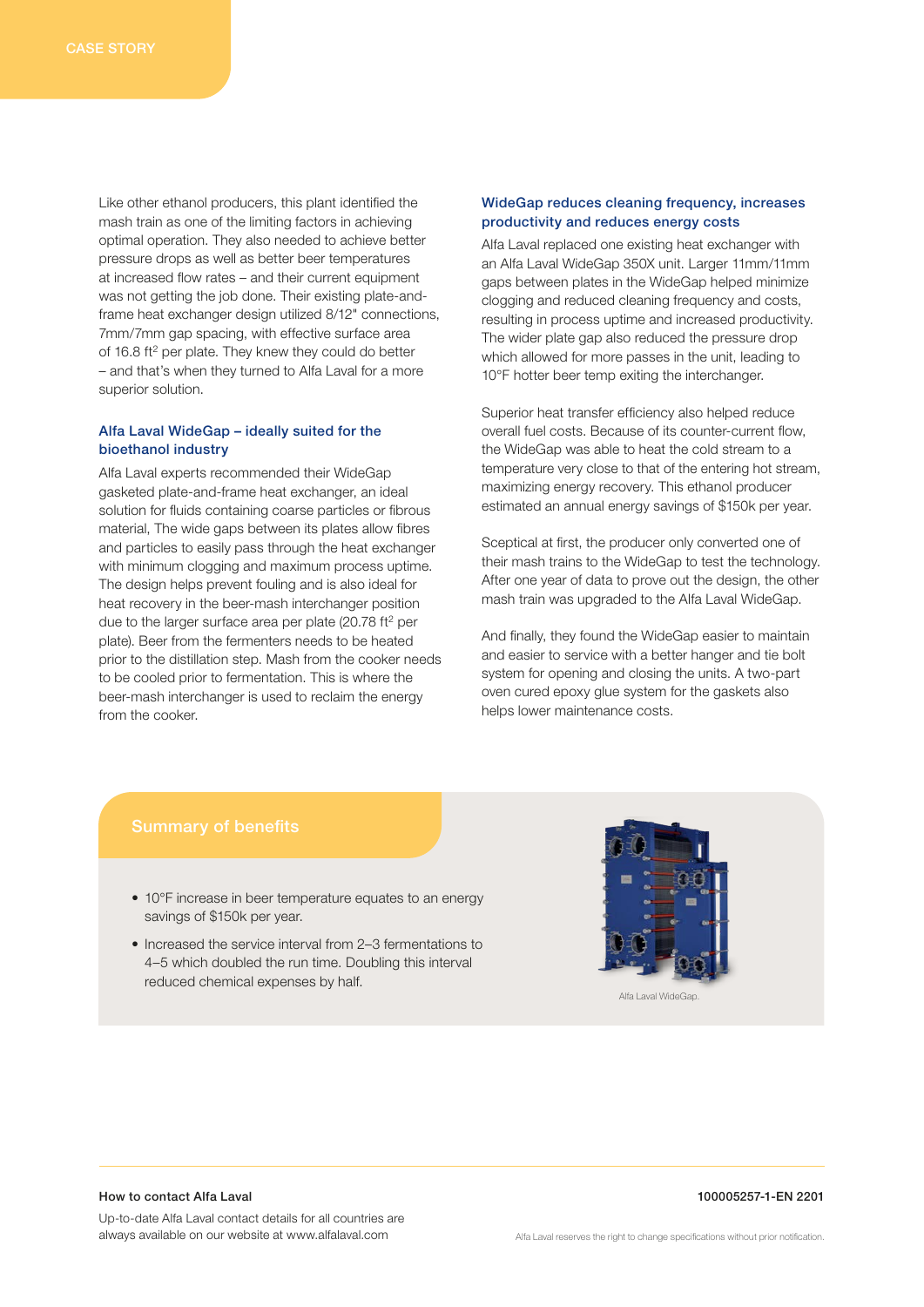Like other ethanol producers, this plant identified the mash train as one of the limiting factors in achieving optimal operation. They also needed to achieve better pressure drops as well as better beer temperatures at increased flow rates – and their current equipment was not getting the job done. Their existing plate-and-frame heat exchanger design utilized 8/12" connections, 7mm/7mm gap spacing, with effective surface area of 16.8 $ft^2$ per plate. They knew they could do better – and that's when they turned to Alfa Laval for a more superior solution.

### Alfa Laval WideGap – ideally suited for the bioethanol industry

Alfa Laval experts recommended their WideGap gasketed plate-and-frame heat exchanger, an ideal solution for fluids containing coarse particles or fibrous material, The wide gaps between its plates allow fibres and particles to easily pass through the heat exchanger with minimum clogging and maximum process uptime. The design helps prevent fouling and is also ideal for heat recovery in the beer-mash interchanger position due to the larger surface area per plate (20.78 $ft^2$ per plate). Beer from the fermenters needs to be heated prior to the distillation step. Mash from the cooker needs to be cooled prior to fermentation. This is where the beer-mash interchanger is used to reclaim the energy from the cooker.

### WideGap reduces cleaning frequency, increases productivity and reduces energy costs

Alfa Laval replaced one existing heat exchanger with an Alfa Laval WideGap 350X unit. Larger 11mm/11mm gaps between plates in the WideGap helped minimize clogging and reduced cleaning frequency and costs, resulting in process uptime and increased productivity. The wider plate gap also reduced the pressure drop which allowed for more passes in the unit, leading to 10°F hotter beer temp exiting the interchanger.

Superior heat transfer efficiency also helped reduce overall fuel costs. Because of its counter-current flow, the WideGap was able to heat the cold stream to a temperature very close to that of the entering hot stream, maximizing energy recovery. This ethanol producer estimated an annual energy savings of $150k per year.

Sceptical at first, the producer only converted one of their mash trains to the WideGap to test the technology. After one year of data to prove out the design, the other mash train was upgraded to the Alfa Laval WideGap.

And finally, they found the WideGap easier to maintain and easier to service with a better hanger and tie bolt system for opening and closing the units. A two-part oven cured epoxy glue system for the gaskets also helps lower maintenance costs.

## Summary of benefits

- 10°F increase in beer temperature equates to an energy savings of $150k per year.
- Increased the service interval from 2–3 fermentations to 4–5 which doubled the run time. Doubling this interval reduced chemical expenses by half.

Alfa Laval WideGap.

**How to contact Alfa Laval**

Up-to-date Alfa Laval contact details for all countries are always available on our website at www.alfalaval.com

100005257-1-EN 2201

Alfa Laval reserves the right to change specifications without prior notification.